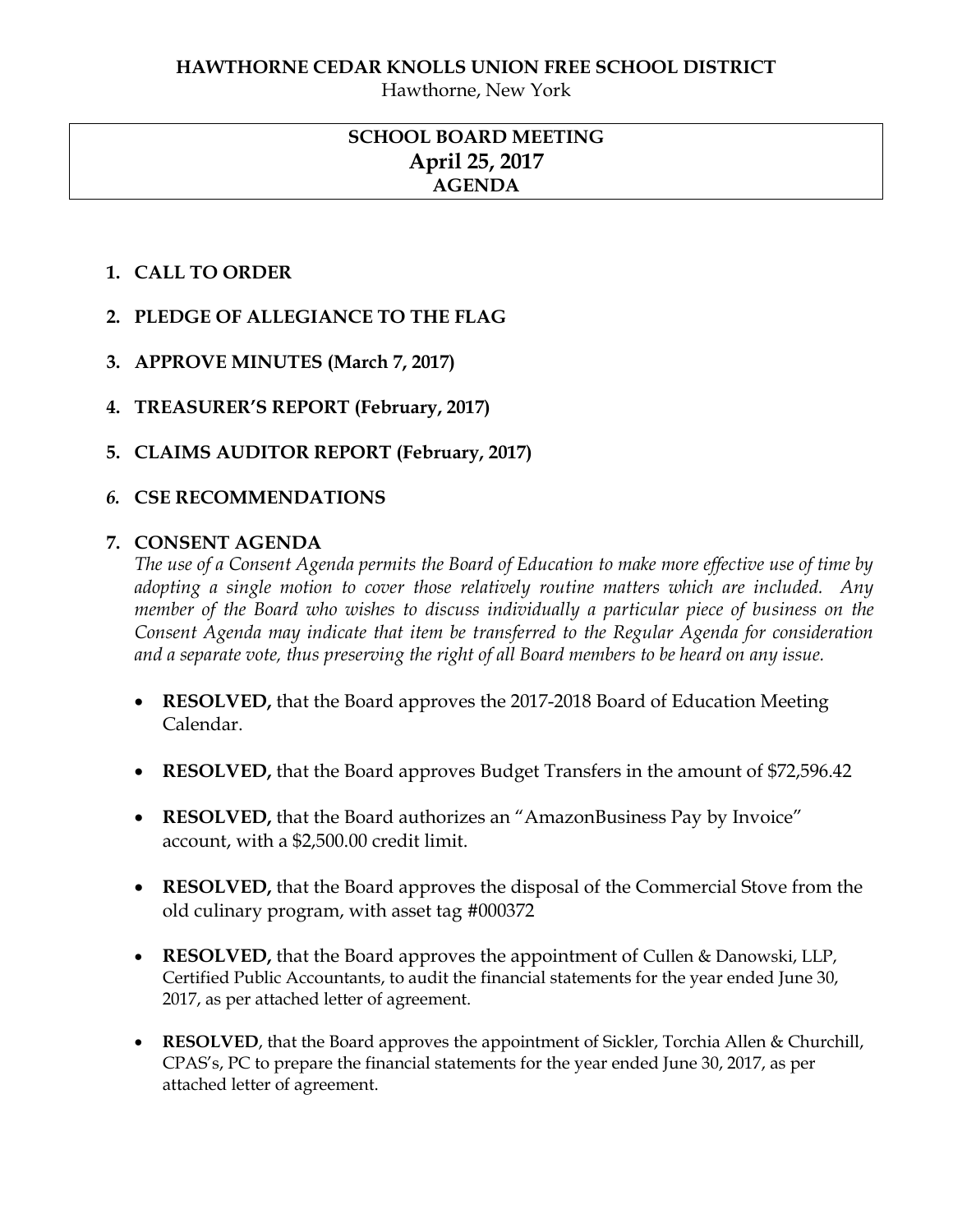**HAWTHORNE CEDAR KNOLLS UNION FREE SCHOOL DISTRICT**

Hawthorne, New York

# SCHOOL BOARD MEETING
## April 25, 2017
### AGENDA

1. **CALL TO ORDER**

2. **PLEDGE OF ALLEGIANCE TO THE FLAG**

3. **APPROVE MINUTES (March 7, 2017)**

4. **TREASURER'S REPORT (February, 2017)**

5. **CLAIMS AUDITOR REPORT (February, 2017)**

6. **CSE RECOMMENDATIONS**

7. **CONSENT AGENDA**

   *The use of a Consent Agenda permits the Board of Education to make more effective use of time by adopting a single motion to cover those relatively routine matters which are included. Any member of the Board who wishes to discuss individually a particular piece of business on the Consent Agenda may indicate that item be transferred to the Regular Agenda for consideration and a separate vote, thus preserving the right of all Board members to be heard on any issue.*

   - **RESOLVED,** that the Board approves the 2017-2018 Board of Education Meeting Calendar.

   - **RESOLVED,** that the Board approves Budget Transfers in the amount of $72,596.42

   - **RESOLVED,** that the Board authorizes an "AmazonBusiness Pay by Invoice" account, with a $2,500.00 credit limit.

   - **RESOLVED,** that the Board approves the disposal of the Commercial Stove from the old culinary program, with asset tag #000372

   - **RESOLVED,** that the Board approves the appointment of Cullen & Danowski, LLP, Certified Public Accountants, to audit the financial statements for the year ended June 30, 2017, as per attached letter of agreement.

   - **RESOLVED**, that the Board approves the appointment of Sickler, Torchia Allen & Churchill, CPAS's, PC to prepare the financial statements for the year ended June 30, 2017, as per attached letter of agreement.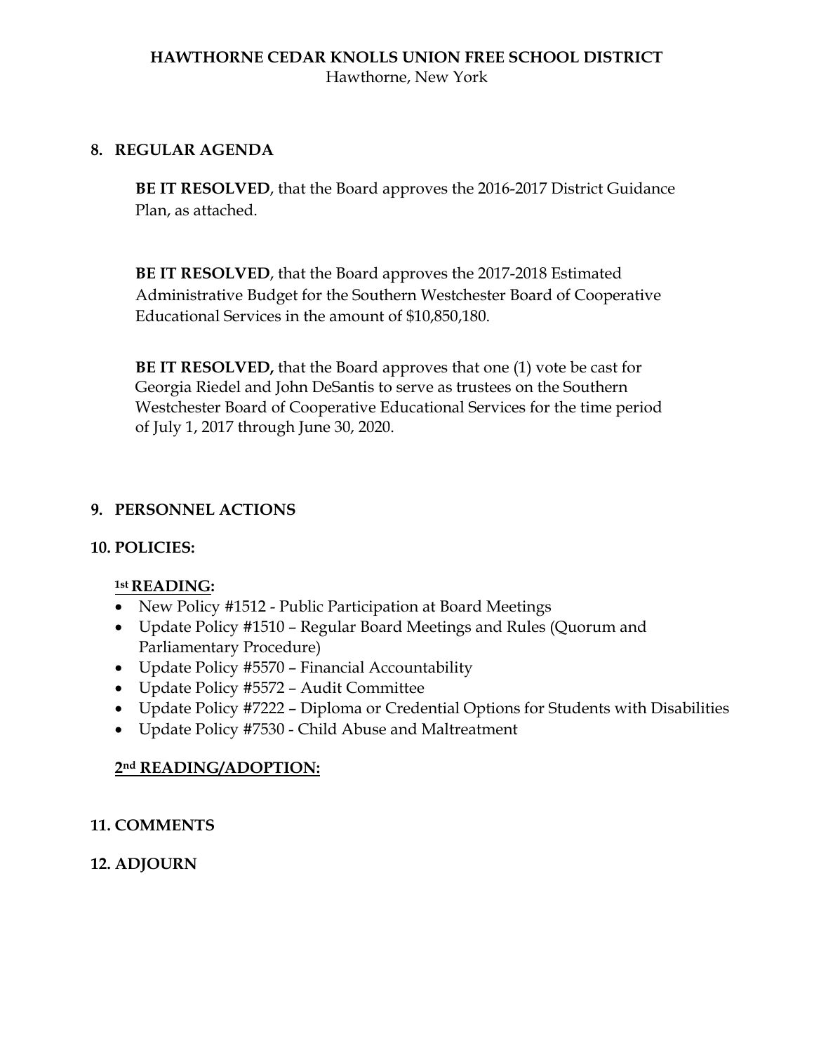**HAWTHORNE CEDAR KNOLLS UNION FREE SCHOOL DISTRICT**
Hawthorne, New York

## 8. REGULAR AGENDA

**BE IT RESOLVED**, that the Board approves the 2016-2017 District Guidance Plan, as attached.

**BE IT RESOLVED**, that the Board approves the 2017-2018 Estimated Administrative Budget for the Southern Westchester Board of Cooperative Educational Services in the amount of $10,850,180.

**BE IT RESOLVED,** that the Board approves that one (1) vote be cast for Georgia Riedel and John DeSantis to serve as trustees on the Southern Westchester Board of Cooperative Educational Services for the time period of July 1, 2017 through June 30, 2020.

## 9. PERSONNEL ACTIONS

## 10. POLICIES:

**1st READING:**

- New Policy #1512 - Public Participation at Board Meetings
- Update Policy #1510 – Regular Board Meetings and Rules (Quorum and Parliamentary Procedure)
- Update Policy #5570 – Financial Accountability
- Update Policy #5572 – Audit Committee
- Update Policy #7222 – Diploma or Credential Options for Students with Disabilities
- Update Policy #7530 - Child Abuse and Maltreatment

**2nd READING/ADOPTION:**

## 11. COMMENTS

## 12. ADJOURN